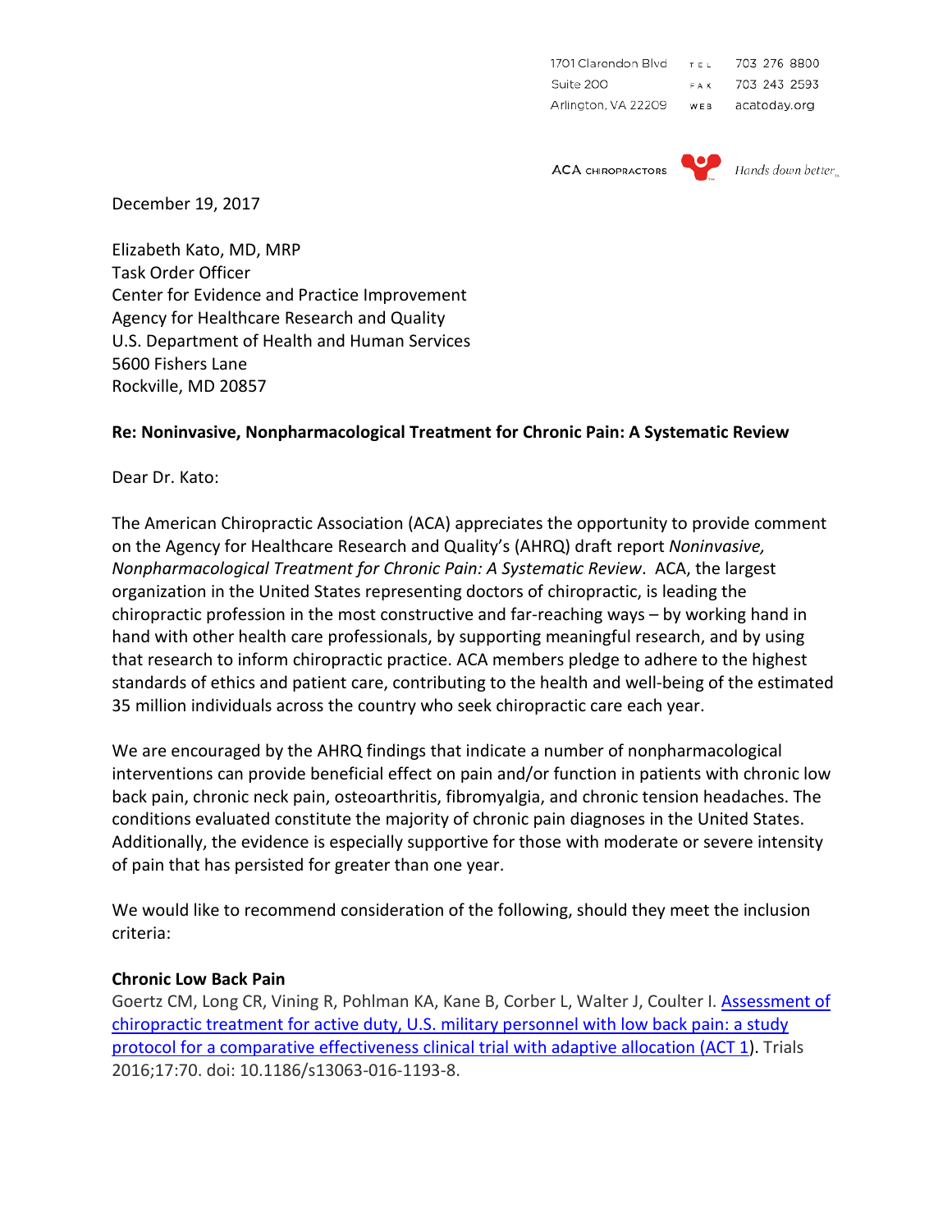1701 Clarendon Blvd
Suite 200
Arlington, VA 22209

TEL 703 276 8800
FAX 703 243 2593
WEB acatoday.org

ACA CHIROPRACTORS — Hands down better™

December 19, 2017

Elizabeth Kato, MD, MRP
Task Order Officer
Center for Evidence and Practice Improvement
Agency for Healthcare Research and Quality
U.S. Department of Health and Human Services
5600 Fishers Lane
Rockville, MD 20857

**Re: Noninvasive, Nonpharmacological Treatment for Chronic Pain: A Systematic Review**

Dear Dr. Kato:

The American Chiropractic Association (ACA) appreciates the opportunity to provide comment on the Agency for Healthcare Research and Quality's (AHRQ) draft report *Noninvasive, Nonpharmacological Treatment for Chronic Pain: A Systematic Review*. ACA, the largest organization in the United States representing doctors of chiropractic, is leading the chiropractic profession in the most constructive and far-reaching ways – by working hand in hand with other health care professionals, by supporting meaningful research, and by using that research to inform chiropractic practice. ACA members pledge to adhere to the highest standards of ethics and patient care, contributing to the health and well-being of the estimated 35 million individuals across the country who seek chiropractic care each year.

We are encouraged by the AHRQ findings that indicate a number of nonpharmacological interventions can provide beneficial effect on pain and/or function in patients with chronic low back pain, chronic neck pain, osteoarthritis, fibromyalgia, and chronic tension headaches. The conditions evaluated constitute the majority of chronic pain diagnoses in the United States. Additionally, the evidence is especially supportive for those with moderate or severe intensity of pain that has persisted for greater than one year.

We would like to recommend consideration of the following, should they meet the inclusion criteria:

**Chronic Low Back Pain**

Goertz CM, Long CR, Vining R, Pohlman KA, Kane B, Corber L, Walter J, Coulter I. Assessment of chiropractic treatment for active duty, U.S. military personnel with low back pain: a study protocol for a comparative effectiveness clinical trial with adaptive allocation (ACT 1). Trials 2016;17:70. doi: 10.1186/s13063-016-1193-8.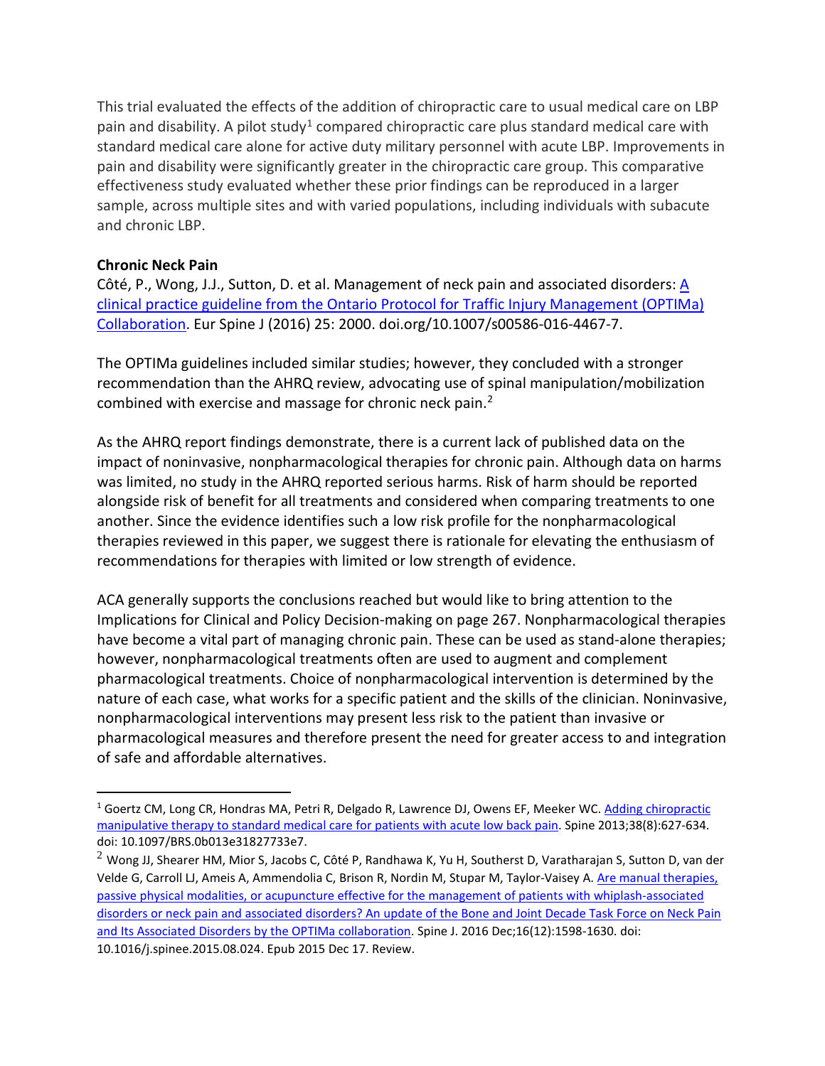This trial evaluated the effects of the addition of chiropractic care to usual medical care on LBP pain and disability. A pilot study[1] compared chiropractic care plus standard medical care with standard medical care alone for active duty military personnel with acute LBP. Improvements in pain and disability were significantly greater in the chiropractic care group. This comparative effectiveness study evaluated whether these prior findings can be reproduced in a larger sample, across multiple sites and with varied populations, including individuals with subacute and chronic LBP.

**Chronic Neck Pain**

Côté, P., Wong, J.J., Sutton, D. et al. Management of neck pain and associated disorders: [A clinical practice guideline from the Ontario Protocol for Traffic Injury Management (OPTIMa) Collaboration](). Eur Spine J (2016) 25: 2000. doi.org/10.1007/s00586-016-4467-7.

The OPTIMa guidelines included similar studies; however, they concluded with a stronger recommendation than the AHRQ review, advocating use of spinal manipulation/mobilization combined with exercise and massage for chronic neck pain.[2]

As the AHRQ report findings demonstrate, there is a current lack of published data on the impact of noninvasive, nonpharmacological therapies for chronic pain. Although data on harms was limited, no study in the AHRQ reported serious harms. Risk of harm should be reported alongside risk of benefit for all treatments and considered when comparing treatments to one another. Since the evidence identifies such a low risk profile for the nonpharmacological therapies reviewed in this paper, we suggest there is rationale for elevating the enthusiasm of recommendations for therapies with limited or low strength of evidence.

ACA generally supports the conclusions reached but would like to bring attention to the Implications for Clinical and Policy Decision-making on page 267. Nonpharmacological therapies have become a vital part of managing chronic pain. These can be used as stand-alone therapies; however, nonpharmacological treatments often are used to augment and complement pharmacological treatments. Choice of nonpharmacological intervention is determined by the nature of each case, what works for a specific patient and the skills of the clinician. Noninvasive, nonpharmacological interventions may present less risk to the patient than invasive or pharmacological measures and therefore present the need for greater access to and integration of safe and affordable alternatives.

---

[1] Goertz CM, Long CR, Hondras MA, Petri R, Delgado R, Lawrence DJ, Owens EF, Meeker WC. [Adding chiropractic manipulative therapy to standard medical care for patients with acute low back pain](). Spine 2013;38(8):627-634. doi: 10.1097/BRS.0b013e31827733e7.

[2] Wong JJ, Shearer HM, Mior S, Jacobs C, Côté P, Randhawa K, Yu H, Southerst D, Varatharajan S, Sutton D, van der Velde G, Carroll LJ, Ameis A, Ammendolia C, Brison R, Nordin M, Stupar M, Taylor-Vaisey A. [Are manual therapies, passive physical modalities, or acupuncture effective for the management of patients with whiplash-associated disorders or neck pain and associated disorders? An update of the Bone and Joint Decade Task Force on Neck Pain and Its Associated Disorders by the OPTIMa collaboration](). Spine J. 2016 Dec;16(12):1598-1630. doi: 10.1016/j.spinee.2015.08.024. Epub 2015 Dec 17. Review.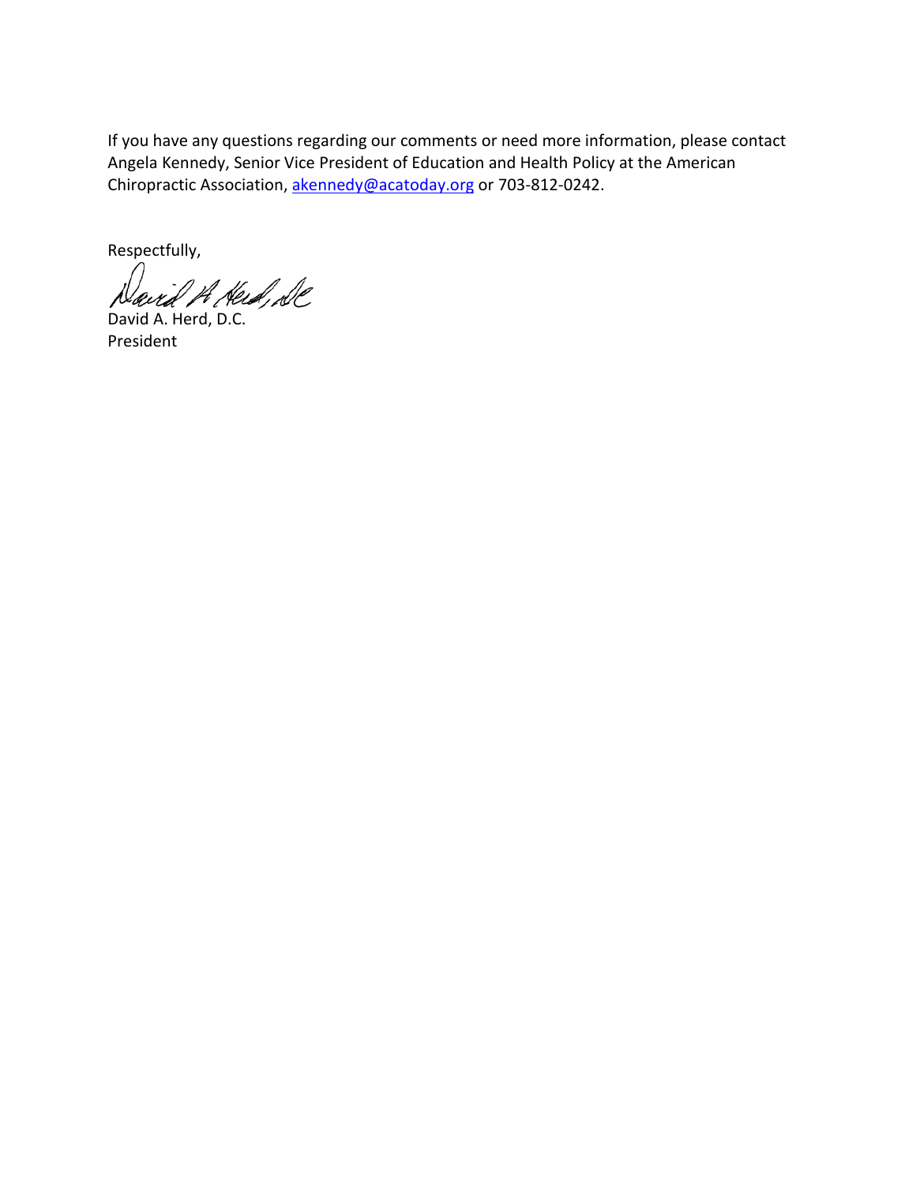If you have any questions regarding our comments or need more information, please contact Angela Kennedy, Senior Vice President of Education and Health Policy at the American Chiropractic Association, akennedy@acatoday.org or 703-812-0242.

Respectfully,

David A. Herd, D.C.
President